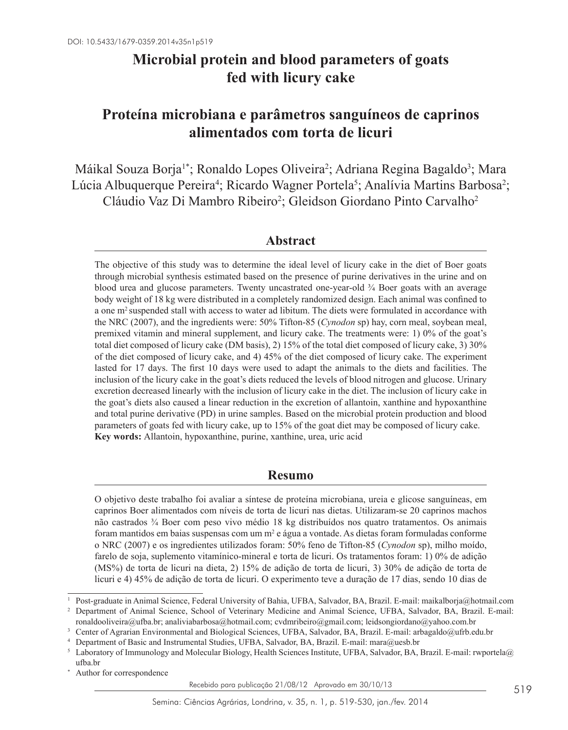DOI: 10.5433/1679-0359.2014v35n1p519

# Microbial protein and blood parameters of goats fed with licury cake

# Proteína microbiana e parâmetros sanguíneos de caprinos alimentados com torta de licuri

Máikal Souza Borja[1*]; Ronaldo Lopes Oliveira[2]; Adriana Regina Bagaldo[3]; Mara Lúcia Albuquerque Pereira[4]; Ricardo Wagner Portela[5]; Analívia Martins Barbosa[2]; Cláudio Vaz Di Mambro Ribeiro[2]; Gleidson Giordano Pinto Carvalho[2]

## Abstract

The objective of this study was to determine the ideal level of licury cake in the diet of Boer goats through microbial synthesis estimated based on the presence of purine derivatives in the urine and on blood urea and glucose parameters. Twenty uncastrated one-year-old ¾ Boer goats with an average body weight of 18 kg were distributed in a completely randomized design. Each animal was confined to a one $m^2$ suspended stall with access to water ad libitum. The diets were formulated in accordance with the NRC (2007), and the ingredients were: 50% Tifton-85 (*Cynodon* sp) hay, corn meal, soybean meal, premixed vitamin and mineral supplement, and licury cake. The treatments were: 1) 0% of the goat's total diet composed of licury cake (DM basis), 2) 15% of the total diet composed of licury cake, 3) 30% of the diet composed of licury cake, and 4) 45% of the diet composed of licury cake. The experiment lasted for 17 days. The first 10 days were used to adapt the animals to the diets and facilities. The inclusion of the licury cake in the goat's diets reduced the levels of blood nitrogen and glucose. Urinary excretion decreased linearly with the inclusion of licury cake in the diet. The inclusion of licury cake in the goat's diets also caused a linear reduction in the excretion of allantoin, xanthine and hypoxanthine and total purine derivative (PD) in urine samples. Based on the microbial protein production and blood parameters of goats fed with licury cake, up to 15% of the goat diet may be composed of licury cake.

**Key words:** Allantoin, hypoxanthine, purine, xanthine, urea, uric acid

## Resumo

O objetivo deste trabalho foi avaliar a síntese de proteína microbiana, ureia e glicose sanguíneas, em caprinos Boer alimentados com níveis de torta de licuri nas dietas. Utilizaram-se 20 caprinos machos não castrados ¾ Boer com peso vivo médio 18 kg distribuídos nos quatro tratamentos. Os animais foram mantidos em baias suspensas com um $m^2$ e água a vontade. As dietas foram formuladas conforme o NRC (2007) e os ingredientes utilizados foram: 50% feno de Tifton-85 (*Cynodon* sp), milho moído, farelo de soja, suplemento vitamínico-mineral e torta de licuri. Os tratamentos foram: 1) 0% de adição (MS%) de torta de licuri na dieta, 2) 15% de adição de torta de licuri, 3) 30% de adição de torta de licuri e 4) 45% de adição de torta de licuri. O experimento teve a duração de 17 dias, sendo 10 dias de

---

[1] Post-graduate in Animal Science, Federal University of Bahia, UFBA, Salvador, BA, Brazil. E-mail: maikalborja@hotmail.com

[2] Department of Animal Science, School of Veterinary Medicine and Animal Science, UFBA, Salvador, BA, Brazil. E-mail: ronaldooliveira@ufba.br; analiviabarbosa@hotmail.com; cvdmribeiro@gmail.com; leidsongiordano@yahoo.com.br

[3] Center of Agrarian Environmental and Biological Sciences, UFBA, Salvador, BA, Brazil. E-mail: arbagaldo@ufrb.edu.br

[4] Department of Basic and Instrumental Studies, UFBA, Salvador, BA, Brazil. E-mail: mara@uesb.br

[5] Laboratory of Immunology and Molecular Biology, Health Sciences Institute, UFBA, Salvador, BA, Brazil. E-mail: rwportela@ufba.br

[*] Author for correspondence

Recebido para publicação 21/08/12 Aprovado em 30/10/13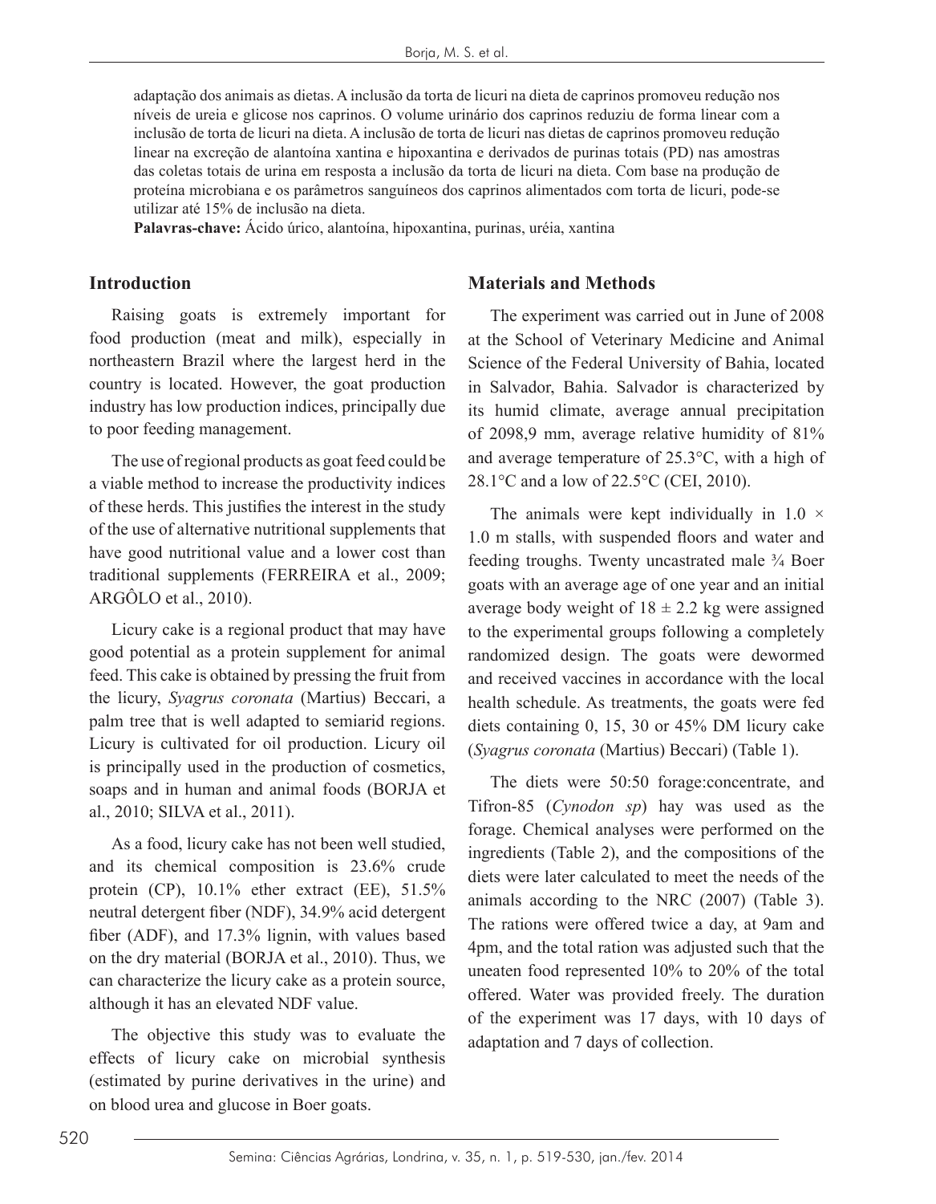adaptação dos animais as dietas. A inclusão da torta de licuri na dieta de caprinos promoveu redução nos níveis de ureia e glicose nos caprinos. O volume urinário dos caprinos reduziu de forma linear com a inclusão de torta de licuri na dieta. A inclusão de torta de licuri nas dietas de caprinos promoveu redução linear na excreção de alantoína xantina e hipoxantina e derivados de purinas totais (PD) nas amostras das coletas totais de urina em resposta a inclusão da torta de licuri na dieta. Com base na produção de proteína microbiana e os parâmetros sanguíneos dos caprinos alimentados com torta de licuri, pode-se utilizar até 15% de inclusão na dieta.

**Palavras-chave:** Ácido úrico, alantoína, hipoxantina, purinas, uréia, xantina

## Introduction

Raising goats is extremely important for food production (meat and milk), especially in northeastern Brazil where the largest herd in the country is located. However, the goat production industry has low production indices, principally due to poor feeding management.

The use of regional products as goat feed could be a viable method to increase the productivity indices of these herds. This justifies the interest in the study of the use of alternative nutritional supplements that have good nutritional value and a lower cost than traditional supplements (FERREIRA et al., 2009; ARGÔLO et al., 2010).

Licury cake is a regional product that may have good potential as a protein supplement for animal feed. This cake is obtained by pressing the fruit from the licury, *Syagrus coronata* (Martius) Beccari, a palm tree that is well adapted to semiarid regions. Licury is cultivated for oil production. Licury oil is principally used in the production of cosmetics, soaps and in human and animal foods (BORJA et al., 2010; SILVA et al., 2011).

As a food, licury cake has not been well studied, and its chemical composition is 23.6% crude protein (CP), 10.1% ether extract (EE), 51.5% neutral detergent fiber (NDF), 34.9% acid detergent fiber (ADF), and 17.3% lignin, with values based on the dry material (BORJA et al., 2010). Thus, we can characterize the licury cake as a protein source, although it has an elevated NDF value.

The objective this study was to evaluate the effects of licury cake on microbial synthesis (estimated by purine derivatives in the urine) and on blood urea and glucose in Boer goats.

## Materials and Methods

The experiment was carried out in June of 2008 at the School of Veterinary Medicine and Animal Science of the Federal University of Bahia, located in Salvador, Bahia. Salvador is characterized by its humid climate, average annual precipitation of 2098,9 mm, average relative humidity of 81% and average temperature of 25.3°C, with a high of 28.1°C and a low of 22.5°C (CEI, 2010).

The animals were kept individually in 1.0 × 1.0 m stalls, with suspended floors and water and feeding troughs. Twenty uncastrated male ¾ Boer goats with an average age of one year and an initial average body weight of 18 ± 2.2 kg were assigned to the experimental groups following a completely randomized design. The goats were dewormed and received vaccines in accordance with the local health schedule. As treatments, the goats were fed diets containing 0, 15, 30 or 45% DM licury cake (*Syagrus coronata* (Martius) Beccari) (Table 1).

The diets were 50:50 forage:concentrate, and Tifron-85 (*Cynodon sp*) hay was used as the forage. Chemical analyses were performed on the ingredients (Table 2), and the compositions of the diets were later calculated to meet the needs of the animals according to the NRC (2007) (Table 3). The rations were offered twice a day, at 9am and 4pm, and the total ration was adjusted such that the uneaten food represented 10% to 20% of the total offered. Water was provided freely. The duration of the experiment was 17 days, with 10 days of adaptation and 7 days of collection.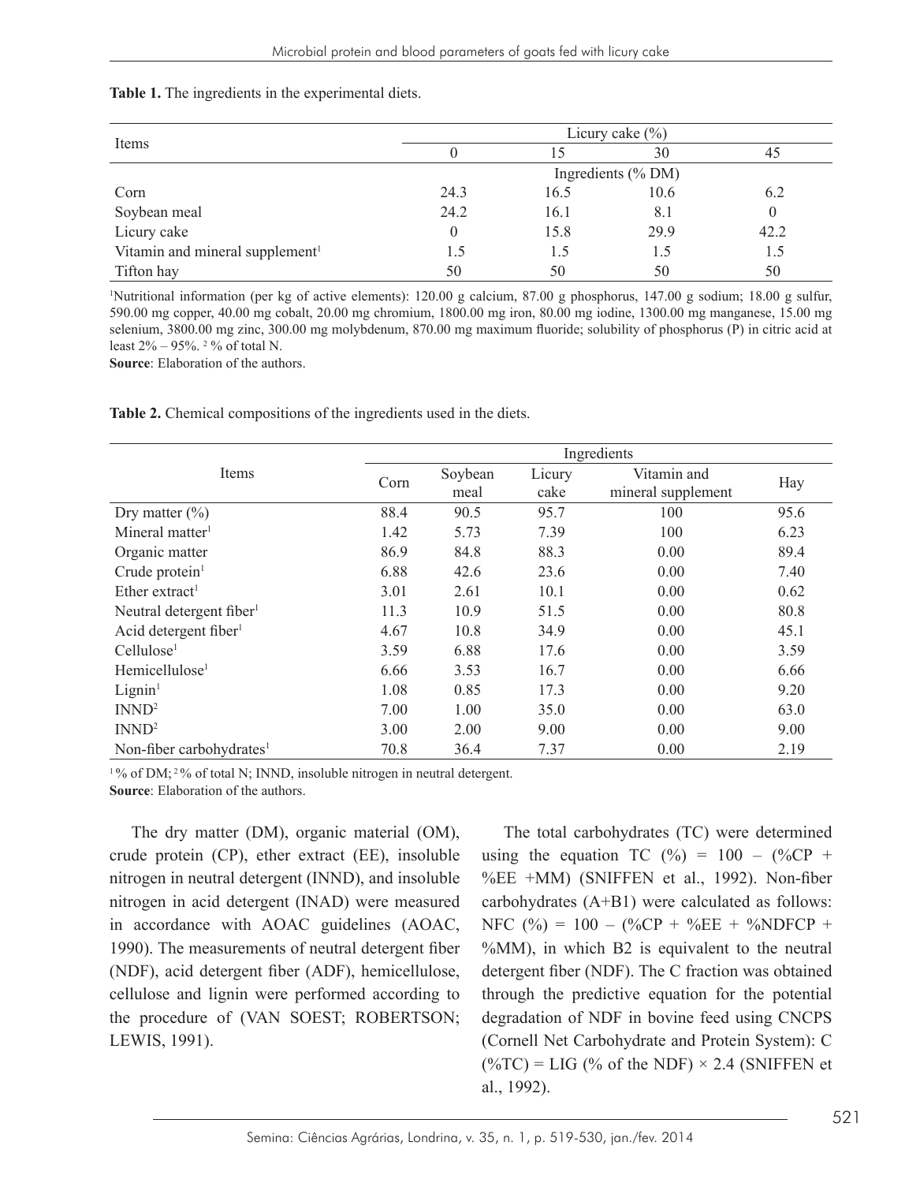**Table 1.** The ingredients in the experimental diets.

| Items | Licury cake (%) | | | |
|---|---|---|---|---|
| | 0 | 15 | 30 | 45 |
| | Ingredients (% DM) | | | |
| Corn | 24.3 | 16.5 | 10.6 | 6.2 |
| Soybean meal | 24.2 | 16.1 | 8.1 | 0 |
| Licury cake | 0 | 15.8 | 29.9 | 42.2 |
| Vitamin and mineral supplement[1] | 1.5 | 1.5 | 1.5 | 1.5 |
| Tifton hay | 50 | 50 | 50 | 50 |

[1]Nutritional information (per kg of active elements): 120.00 g calcium, 87.00 g phosphorus, 147.00 g sodium; 18.00 g sulfur, 590.00 mg copper, 40.00 mg cobalt, 20.00 mg chromium, 1800.00 mg iron, 80.00 mg iodine, 1300.00 mg manganese, 15.00 mg selenium, 3800.00 mg zinc, 300.00 mg molybdenum, 870.00 mg maximum fluoride; solubility of phosphorus (P) in citric acid at least 2% – 95%. [2] % of total N.

**Source**: Elaboration of the authors.

**Table 2.** Chemical compositions of the ingredients used in the diets.

| Items | Ingredients | | | | |
|---|---|---|---|---|---|
| | Corn | Soybean meal | Licury cake | Vitamin and mineral supplement | Hay |
| Dry matter (%) | 88.4 | 90.5 | 95.7 | 100 | 95.6 |
| Mineral matter[1] | 1.42 | 5.73 | 7.39 | 100 | 6.23 |
| Organic matter | 86.9 | 84.8 | 88.3 | 0.00 | 89.4 |
| Crude protein[1] | 6.88 | 42.6 | 23.6 | 0.00 | 7.40 |
| Ether extract[1] | 3.01 | 2.61 | 10.1 | 0.00 | 0.62 |
| Neutral detergent fiber[1] | 11.3 | 10.9 | 51.5 | 0.00 | 80.8 |
| Acid detergent fiber[1] | 4.67 | 10.8 | 34.9 | 0.00 | 45.1 |
| Cellulose[1] | 3.59 | 6.88 | 17.6 | 0.00 | 3.59 |
| Hemicellulose[1] | 6.66 | 3.53 | 16.7 | 0.00 | 6.66 |
| Lignin[1] | 1.08 | 0.85 | 17.3 | 0.00 | 9.20 |
| INND[2] | 7.00 | 1.00 | 35.0 | 0.00 | 63.0 |
| INND[2] | 3.00 | 2.00 | 9.00 | 0.00 | 9.00 |
| Non-fiber carbohydrates[1] | 70.8 | 36.4 | 7.37 | 0.00 | 2.19 |

[1] % of DM; [2] % of total N; INND, insoluble nitrogen in neutral detergent.

**Source**: Elaboration of the authors.

The dry matter (DM), organic material (OM), crude protein (CP), ether extract (EE), insoluble nitrogen in neutral detergent (INND), and insoluble nitrogen in acid detergent (INAD) were measured in accordance with AOAC guidelines (AOAC, 1990). The measurements of neutral detergent fiber (NDF), acid detergent fiber (ADF), hemicellulose, cellulose and lignin were performed according to the procedure of (VAN SOEST; ROBERTSON; LEWIS, 1991).

The total carbohydrates (TC) were determined using the equation TC (%) = 100 – (%CP + %EE +MM) (SNIFFEN et al., 1992). Non-fiber carbohydrates (A+B1) were calculated as follows: NFC (%) = 100 – (%CP + %EE + %NDFCP + %MM), in which B2 is equivalent to the neutral detergent fiber (NDF). The C fraction was obtained through the predictive equation for the potential degradation of NDF in bovine feed using CNCPS (Cornell Net Carbohydrate and Protein System): C (%TC) = LIG (% of the NDF) × 2.4 (SNIFFEN et al., 1992).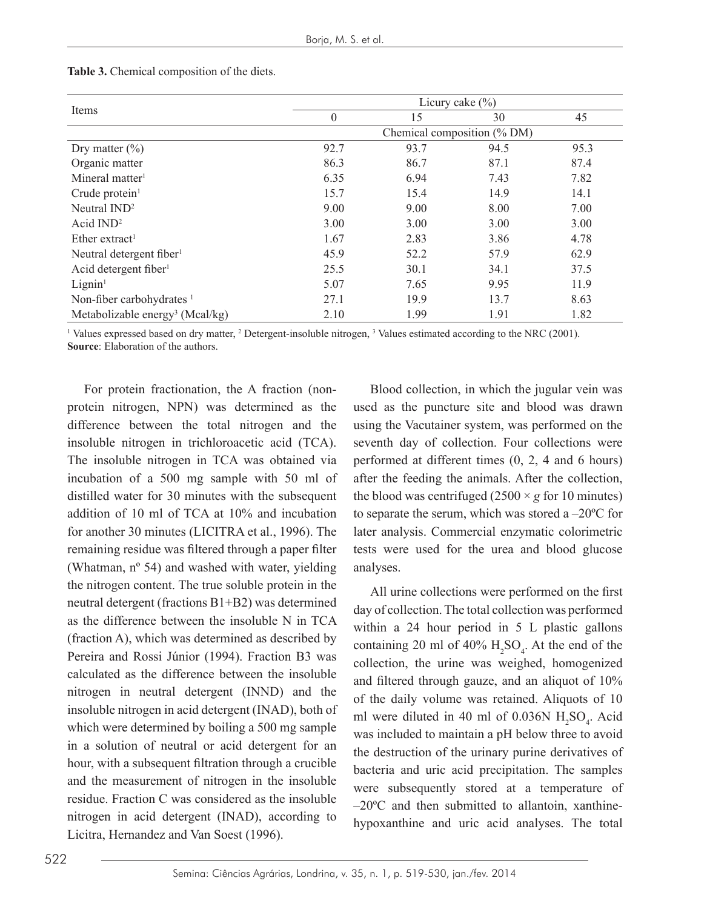**Table 3.** Chemical composition of the diets.

| Items | Licury cake (%) | | | |
|---|---|---|---|---|
| | 0 | 15 | 30 | 45 |
| | Chemical composition (% DM) | | | |
| Dry matter (%) | 92.7 | 93.7 | 94.5 | 95.3 |
| Organic matter | 86.3 | 86.7 | 87.1 | 87.4 |
| Mineral matter[1] | 6.35 | 6.94 | 7.43 | 7.82 |
| Crude protein[1] | 15.7 | 15.4 | 14.9 | 14.1 |
| Neutral IND[2] | 9.00 | 9.00 | 8.00 | 7.00 |
| Acid IND[2] | 3.00 | 3.00 | 3.00 | 3.00 |
| Ether extract[1] | 1.67 | 2.83 | 3.86 | 4.78 |
| Neutral detergent fiber[1] | 45.9 | 52.2 | 57.9 | 62.9 |
| Acid detergent fiber[1] | 25.5 | 30.1 | 34.1 | 37.5 |
| Lignin[1] | 5.07 | 7.65 | 9.95 | 11.9 |
| Non-fiber carbohydrates [1] | 27.1 | 19.9 | 13.7 | 8.63 |
| Metabolizable energy[3] (Mcal/kg) | 2.10 | 1.99 | 1.91 | 1.82 |

[1] Values expressed based on dry matter, [2] Detergent-insoluble nitrogen, [3] Values estimated according to the NRC (2001).
**Source**: Elaboration of the authors.

For protein fractionation, the A fraction (non-protein nitrogen, NPN) was determined as the difference between the total nitrogen and the insoluble nitrogen in trichloroacetic acid (TCA). The insoluble nitrogen in TCA was obtained via incubation of a 500 mg sample with 50 ml of distilled water for 30 minutes with the subsequent addition of 10 ml of TCA at 10% and incubation for another 30 minutes (LICITRA et al., 1996). The remaining residue was filtered through a paper filter (Whatman, nº 54) and washed with water, yielding the nitrogen content. The true soluble protein in the neutral detergent (fractions B1+B2) was determined as the difference between the insoluble N in TCA (fraction A), which was determined as described by Pereira and Rossi Júnior (1994). Fraction B3 was calculated as the difference between the insoluble nitrogen in neutral detergent (INND) and the insoluble nitrogen in acid detergent (INAD), both of which were determined by boiling a 500 mg sample in a solution of neutral or acid detergent for an hour, with a subsequent filtration through a crucible and the measurement of nitrogen in the insoluble residue. Fraction C was considered as the insoluble nitrogen in acid detergent (INAD), according to Licitra, Hernandez and Van Soest (1996).

Blood collection, in which the jugular vein was used as the puncture site and blood was drawn using the Vacutainer system, was performed on the seventh day of collection. Four collections were performed at different times (0, 2, 4 and 6 hours) after the feeding the animals. After the collection, the blood was centrifuged (2500 × *g* for 10 minutes) to separate the serum, which was stored a –20ºC for later analysis. Commercial enzymatic colorimetric tests were used for the urea and blood glucose analyses.

All urine collections were performed on the first day of collection. The total collection was performed within a 24 hour period in 5 L plastic gallons containing 20 ml of 40% $H_2SO_4$. At the end of the collection, the urine was weighed, homogenized and filtered through gauze, and an aliquot of 10% of the daily volume was retained. Aliquots of 10 ml were diluted in 40 ml of 0.036N $H_2SO_4$. Acid was included to maintain a pH below three to avoid the destruction of the urinary purine derivatives of bacteria and uric acid precipitation. The samples were subsequently stored at a temperature of –20ºC and then submitted to allantoin, xanthine-hypoxanthine and uric acid analyses. The total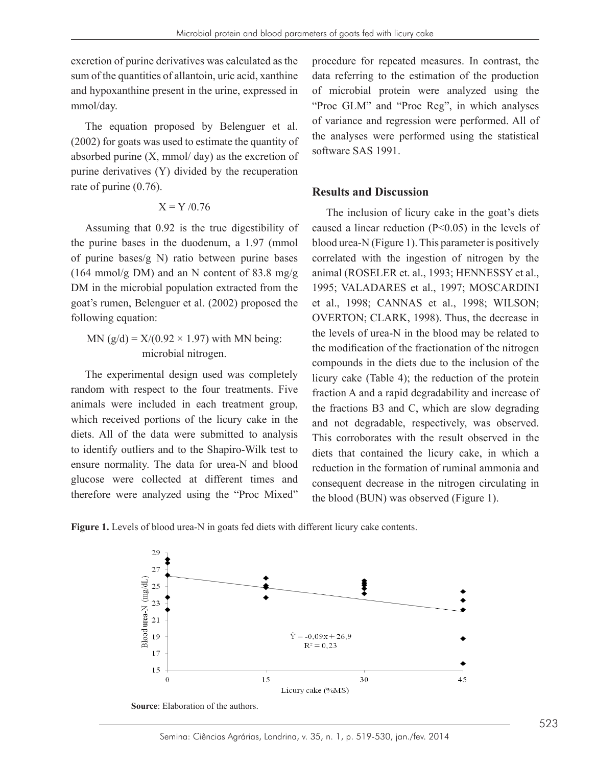excretion of purine derivatives was calculated as the sum of the quantities of allantoin, uric acid, xanthine and hypoxanthine present in the urine, expressed in mmol/day.

The equation proposed by Belenguer et al. (2002) for goats was used to estimate the quantity of absorbed purine (X, mmol/ day) as the excretion of purine derivatives (Y) divided by the recuperation rate of purine (0.76).

$$X = Y / 0.76$$

Assuming that 0.92 is the true digestibility of the purine bases in the duodenum, a 1.97 (mmol of purine bases/g N) ratio between purine bases (164 mmol/g DM) and an N content of 83.8 mg/g DM in the microbial population extracted from the goat's rumen, Belenguer et al. (2002) proposed the following equation:

$$MN\ (g/d) = X/(0.92 \times 1.97)$$ with MN being: microbial nitrogen.

The experimental design used was completely random with respect to the four treatments. Five animals were included in each treatment group, which received portions of the licury cake in the diets. All of the data were submitted to analysis to identify outliers and to the Shapiro-Wilk test to ensure normality. The data for urea-N and blood glucose were collected at different times and therefore were analyzed using the "Proc Mixed" procedure for repeated measures. In contrast, the data referring to the estimation of the production of microbial protein were analyzed using the "Proc GLM" and "Proc Reg", in which analyses of variance and regression were performed. All of the analyses were performed using the statistical software SAS 1991.

## Results and Discussion

The inclusion of licury cake in the goat's diets caused a linear reduction ($P<0.05$) in the levels of blood urea-N (Figure 1). This parameter is positively correlated with the ingestion of nitrogen by the animal (ROSELER et. al., 1993; HENNESSY et al., 1995; VALADARES et al., 1997; MOSCARDINI et al., 1998; CANNAS et al., 1998; WILSON; OVERTON; CLARK, 1998). Thus, the decrease in the levels of urea-N in the blood may be related to the modification of the fractionation of the nitrogen compounds in the diets due to the inclusion of the licury cake (Table 4); the reduction of the protein fraction A and a rapid degradability and increase of the fractions B3 and C, which are slow degrading and not degradable, respectively, was observed. This corroborates with the result observed in the diets that contained the licury cake, in which a reduction in the formation of ruminal ammonia and consequent decrease in the nitrogen circulating in the blood (BUN) was observed (Figure 1).

**Figure 1.** Levels of blood urea-N in goats fed diets with different licury cake contents.

$\hat{Y} = -0{,}09x + 26{,}9$
$R^2 = 0{,}23$

**Source**: Elaboration of the authors.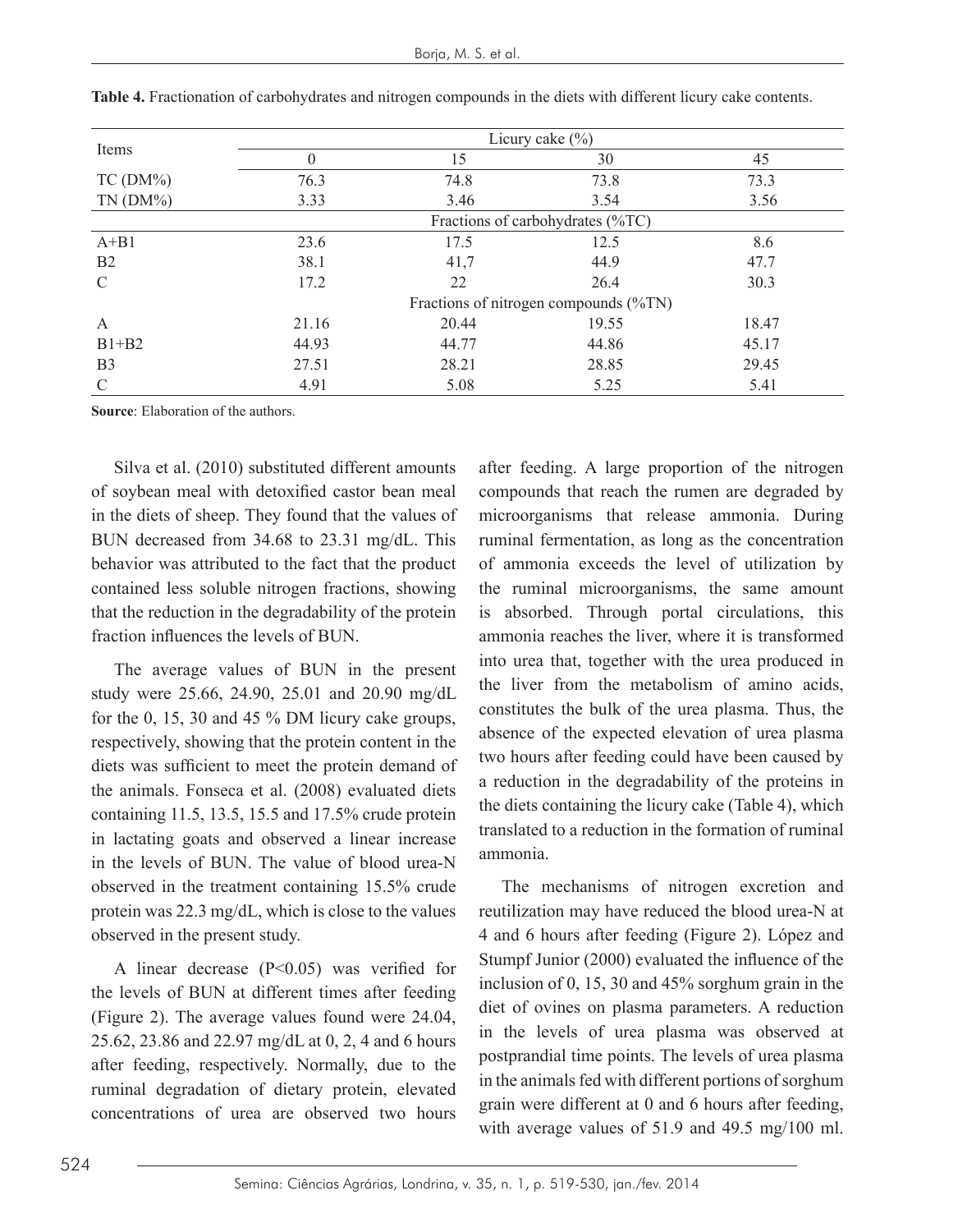**Table 4.** Fractionation of carbohydrates and nitrogen compounds in the diets with different licury cake contents.

| Items | Licury cake (%) | | | |
|---|---|---|---|---|
| | 0 | 15 | 30 | 45 |
| TC (DM%) | 76.3 | 74.8 | 73.8 | 73.3 |
| TN (DM%) | 3.33 | 3.46 | 3.54 | 3.56 |
| | Fractions of carbohydrates (%TC) | | | |
| A+B1 | 23.6 | 17.5 | 12.5 | 8.6 |
| B2 | 38.1 | 41,7 | 44.9 | 47.7 |
| C | 17.2 | 22 | 26.4 | 30.3 |
| | Fractions of nitrogen compounds (%TN) | | | |
| A | 21.16 | 20.44 | 19.55 | 18.47 |
| B1+B2 | 44.93 | 44.77 | 44.86 | 45.17 |
| B3 | 27.51 | 28.21 | 28.85 | 29.45 |
| C | 4.91 | 5.08 | 5.25 | 5.41 |

**Source**: Elaboration of the authors.

Silva et al. (2010) substituted different amounts of soybean meal with detoxified castor bean meal in the diets of sheep. They found that the values of BUN decreased from 34.68 to 23.31 mg/dL. This behavior was attributed to the fact that the product contained less soluble nitrogen fractions, showing that the reduction in the degradability of the protein fraction influences the levels of BUN.

The average values of BUN in the present study were 25.66, 24.90, 25.01 and 20.90 mg/dL for the 0, 15, 30 and 45 % DM licury cake groups, respectively, showing that the protein content in the diets was sufficient to meet the protein demand of the animals. Fonseca et al. (2008) evaluated diets containing 11.5, 13.5, 15.5 and 17.5% crude protein in lactating goats and observed a linear increase in the levels of BUN. The value of blood urea-N observed in the treatment containing 15.5% crude protein was 22.3 mg/dL, which is close to the values observed in the present study.

A linear decrease ($P<0.05$) was verified for the levels of BUN at different times after feeding (Figure 2). The average values found were 24.04, 25.62, 23.86 and 22.97 mg/dL at 0, 2, 4 and 6 hours after feeding, respectively. Normally, due to the ruminal degradation of dietary protein, elevated concentrations of urea are observed two hours after feeding. A large proportion of the nitrogen compounds that reach the rumen are degraded by microorganisms that release ammonia. During ruminal fermentation, as long as the concentration of ammonia exceeds the level of utilization by the ruminal microorganisms, the same amount is absorbed. Through portal circulations, this ammonia reaches the liver, where it is transformed into urea that, together with the urea produced in the liver from the metabolism of amino acids, constitutes the bulk of the urea plasma. Thus, the absence of the expected elevation of urea plasma two hours after feeding could have been caused by a reduction in the degradability of the proteins in the diets containing the licury cake (Table 4), which translated to a reduction in the formation of ruminal ammonia.

The mechanisms of nitrogen excretion and reutilization may have reduced the blood urea-N at 4 and 6 hours after feeding (Figure 2). López and Stumpf Junior (2000) evaluated the influence of the inclusion of 0, 15, 30 and 45% sorghum grain in the diet of ovines on plasma parameters. A reduction in the levels of urea plasma was observed at postprandial time points. The levels of urea plasma in the animals fed with different portions of sorghum grain were different at 0 and 6 hours after feeding, with average values of 51.9 and 49.5 mg/100 ml.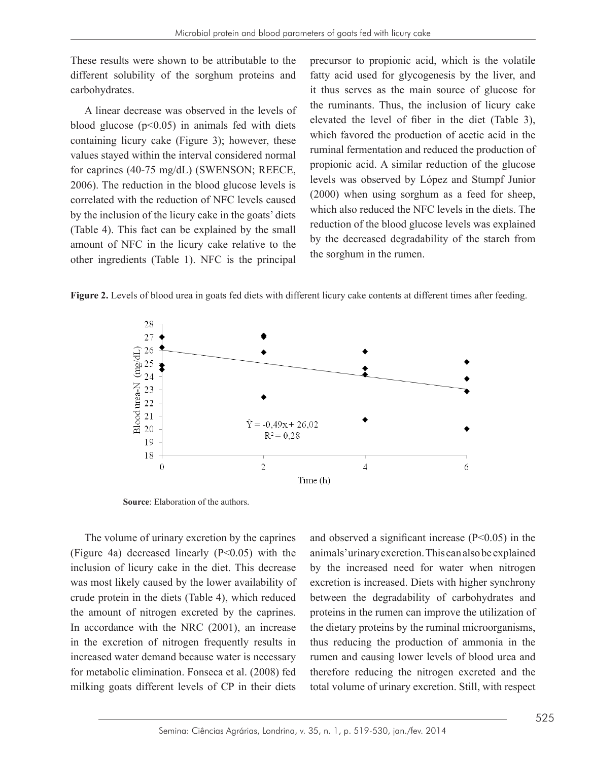These results were shown to be attributable to the different solubility of the sorghum proteins and carbohydrates.

A linear decrease was observed in the levels of blood glucose ($p<0.05$) in animals fed with diets containing licury cake (Figure 3); however, these values stayed within the interval considered normal for caprines (40-75 mg/dL) (SWENSON; REECE, 2006). The reduction in the blood glucose levels is correlated with the reduction of NFC levels caused by the inclusion of the licury cake in the goats' diets (Table 4). This fact can be explained by the small amount of NFC in the licury cake relative to the other ingredients (Table 1). NFC is the principal precursor to propionic acid, which is the volatile fatty acid used for glycogenesis by the liver, and it thus serves as the main source of glucose for the ruminants. Thus, the inclusion of licury cake elevated the level of fiber in the diet (Table 3), which favored the production of acetic acid in the ruminal fermentation and reduced the production of propionic acid. A similar reduction of the glucose levels was observed by López and Stumpf Junior (2000) when using sorghum as a feed for sheep, which also reduced the NFC levels in the diets. The reduction of the blood glucose levels was explained by the decreased degradability of the starch from the sorghum in the rumen.

**Figure 2.** Levels of blood urea in goats fed diets with different licury cake contents at different times after feeding.

$\hat{Y} = -0{,}49x + 26{,}02$

$R^2 = 0{,}28$

**Source**: Elaboration of the authors.

The volume of urinary excretion by the caprines (Figure 4a) decreased linearly ($P<0.05$) with the inclusion of licury cake in the diet. This decrease was most likely caused by the lower availability of crude protein in the diets (Table 4), which reduced the amount of nitrogen excreted by the caprines. In accordance with the NRC (2001), an increase in the excretion of nitrogen frequently results in increased water demand because water is necessary for metabolic elimination. Fonseca et al. (2008) fed milking goats different levels of CP in their diets and observed a significant increase ($P<0.05$) in the animals' urinary excretion. This can also be explained by the increased need for water when nitrogen excretion is increased. Diets with higher synchrony between the degradability of carbohydrates and proteins in the rumen can improve the utilization of the dietary proteins by the ruminal microorganisms, thus reducing the production of ammonia in the rumen and causing lower levels of blood urea and therefore reducing the nitrogen excreted and the total volume of urinary excretion. Still, with respect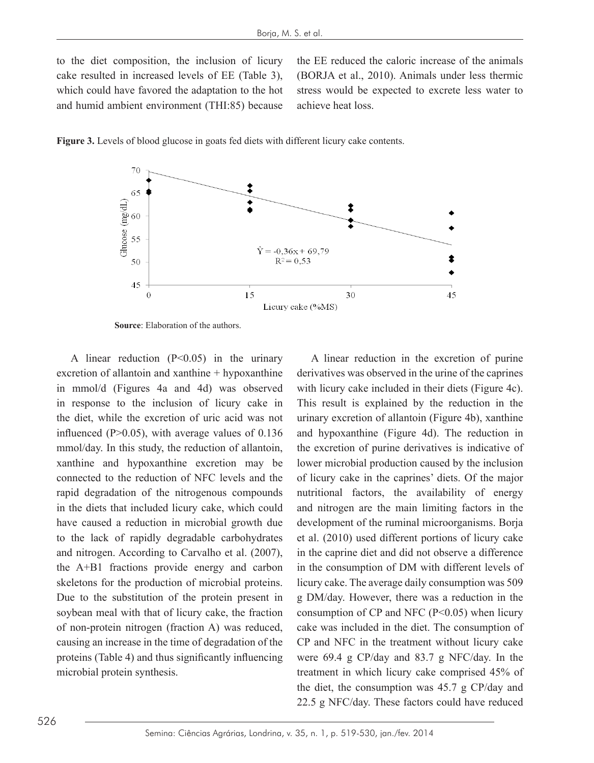to the diet composition, the inclusion of licury cake resulted in increased levels of EE (Table 3), which could have favored the adaptation to the hot and humid ambient environment (THI:85) because the EE reduced the caloric increase of the animals (BORJA et al., 2010). Animals under less thermic stress would be expected to excrete less water to achieve heat loss.

**Figure 3.** Levels of blood glucose in goats fed diets with different licury cake contents.

$\hat{Y} = -0,36x + 69,79$
$R^2 = 0,53$

**Source**: Elaboration of the authors.

A linear reduction ($P<0.05$) in the urinary excretion of allantoin and xanthine + hypoxanthine in mmol/d (Figures 4a and 4d) was observed in response to the inclusion of licury cake in the diet, while the excretion of uric acid was not influenced ($P>0.05$), with average values of 0.136 mmol/day. In this study, the reduction of allantoin, xanthine and hypoxanthine excretion may be connected to the reduction of NFC levels and the rapid degradation of the nitrogenous compounds in the diets that included licury cake, which could have caused a reduction in microbial growth due to the lack of rapidly degradable carbohydrates and nitrogen. According to Carvalho et al. (2007), the A+B1 fractions provide energy and carbon skeletons for the production of microbial proteins. Due to the substitution of the protein present in soybean meal with that of licury cake, the fraction of non-protein nitrogen (fraction A) was reduced, causing an increase in the time of degradation of the proteins (Table 4) and thus significantly influencing microbial protein synthesis.

A linear reduction in the excretion of purine derivatives was observed in the urine of the caprines with licury cake included in their diets (Figure 4c). This result is explained by the reduction in the urinary excretion of allantoin (Figure 4b), xanthine and hypoxanthine (Figure 4d). The reduction in the excretion of purine derivatives is indicative of lower microbial production caused by the inclusion of licury cake in the caprines' diets. Of the major nutritional factors, the availability of energy and nitrogen are the main limiting factors in the development of the ruminal microorganisms. Borja et al. (2010) used different portions of licury cake in the caprine diet and did not observe a difference in the consumption of DM with different levels of licury cake. The average daily consumption was 509 g DM/day. However, there was a reduction in the consumption of CP and NFC ($P<0.05$) when licury cake was included in the diet. The consumption of CP and NFC in the treatment without licury cake were 69.4 g CP/day and 83.7 g NFC/day. In the treatment in which licury cake comprised 45% of the diet, the consumption was 45.7 g CP/day and 22.5 g NFC/day. These factors could have reduced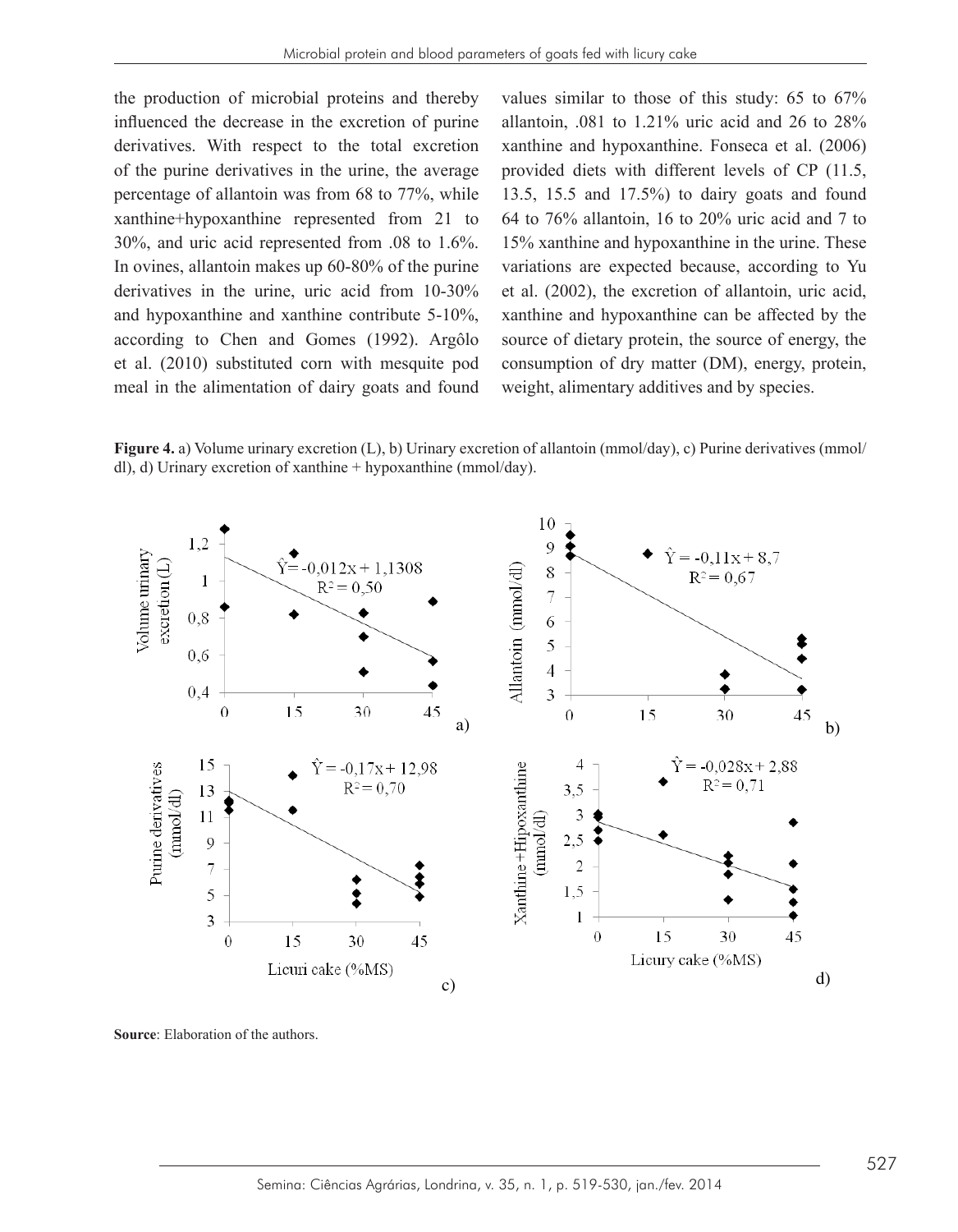the production of microbial proteins and thereby influenced the decrease in the excretion of purine derivatives. With respect to the total excretion of the purine derivatives in the urine, the average percentage of allantoin was from 68 to 77%, while xanthine+hypoxanthine represented from 21 to 30%, and uric acid represented from .08 to 1.6%. In ovines, allantoin makes up 60-80% of the purine derivatives in the urine, uric acid from 10-30% and hypoxanthine and xanthine contribute 5-10%, according to Chen and Gomes (1992). Argôlo et al. (2010) substituted corn with mesquite pod meal in the alimentation of dairy goats and found values similar to those of this study: 65 to 67% allantoin, .081 to 1.21% uric acid and 26 to 28% xanthine and hypoxanthine. Fonseca et al. (2006) provided diets with different levels of CP (11.5, 13.5, 15.5 and 17.5%) to dairy goats and found 64 to 76% allantoin, 16 to 20% uric acid and 7 to 15% xanthine and hypoxanthine in the urine. These variations are expected because, according to Yu et al. (2002), the excretion of allantoin, uric acid, xanthine and hypoxanthine can be affected by the source of dietary protein, the source of energy, the consumption of dry matter (DM), energy, protein, weight, alimentary additives and by species.

**Figure 4.** a) Volume urinary excretion (L), b) Urinary excretion of allantoin (mmol/day), c) Purine derivatives (mmol/dl), d) Urinary excretion of xanthine + hypoxanthine (mmol/day).

a) $\hat{Y} = -0{,}012x + 1{,}1308$, $R^2 = 0{,}50$

b) $\hat{Y} = -0{,}11x + 8{,}7$, $R^2 = 0{,}67$

c) $\hat{Y} = -0{,}17x + 12{,}98$, $R^2 = 0{,}70$

d) $\hat{Y} = -0{,}028x + 2{,}88$, $R^2 = 0{,}71$

**Source**: Elaboration of the authors.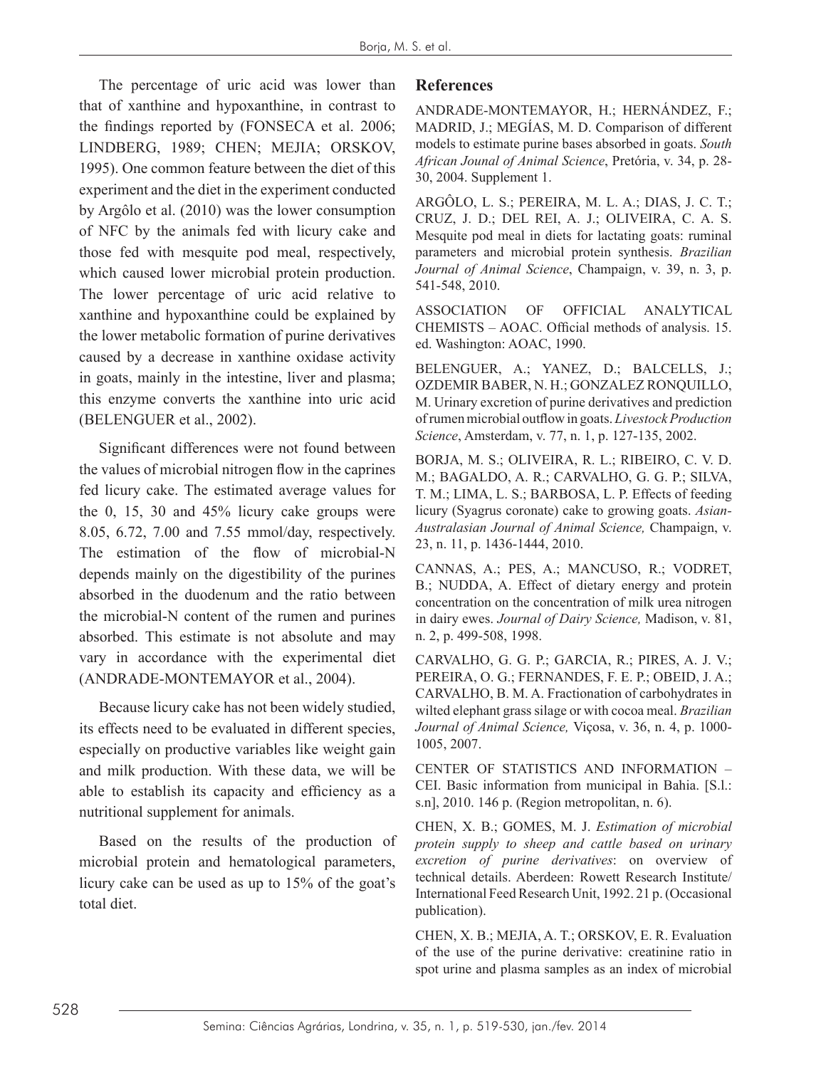The percentage of uric acid was lower than that of xanthine and hypoxanthine, in contrast to the findings reported by (FONSECA et al. 2006; LINDBERG, 1989; CHEN; MEJIA; ORSKOV, 1995). One common feature between the diet of this experiment and the diet in the experiment conducted by Argôlo et al. (2010) was the lower consumption of NFC by the animals fed with licury cake and those fed with mesquite pod meal, respectively, which caused lower microbial protein production. The lower percentage of uric acid relative to xanthine and hypoxanthine could be explained by the lower metabolic formation of purine derivatives caused by a decrease in xanthine oxidase activity in goats, mainly in the intestine, liver and plasma; this enzyme converts the xanthine into uric acid (BELENGUER et al., 2002).

Significant differences were not found between the values of microbial nitrogen flow in the caprines fed licury cake. The estimated average values for the 0, 15, 30 and 45% licury cake groups were 8.05, 6.72, 7.00 and 7.55 mmol/day, respectively. The estimation of the flow of microbial-N depends mainly on the digestibility of the purines absorbed in the duodenum and the ratio between the microbial-N content of the rumen and purines absorbed. This estimate is not absolute and may vary in accordance with the experimental diet (ANDRADE-MONTEMAYOR et al., 2004).

Because licury cake has not been widely studied, its effects need to be evaluated in different species, especially on productive variables like weight gain and milk production. With these data, we will be able to establish its capacity and efficiency as a nutritional supplement for animals.

Based on the results of the production of microbial protein and hematological parameters, licury cake can be used as up to 15% of the goat's total diet.

## References

ANDRADE-MONTEMAYOR, H.; HERNÁNDEZ, F.; MADRID, J.; MEGÍAS, M. D. Comparison of different models to estimate purine bases absorbed in goats. *South African Jounal of Animal Science*, Pretória, v. 34, p. 28-30, 2004. Supplement 1.

ARGÔLO, L. S.; PEREIRA, M. L. A.; DIAS, J. C. T.; CRUZ, J. D.; DEL REI, A. J.; OLIVEIRA, C. A. S. Mesquite pod meal in diets for lactating goats: ruminal parameters and microbial protein synthesis. *Brazilian Journal of Animal Science*, Champaign, v. 39, n. 3, p. 541-548, 2010.

ASSOCIATION OF OFFICIAL ANALYTICAL CHEMISTS – AOAC. Official methods of analysis. 15. ed. Washington: AOAC, 1990.

BELENGUER, A.; YANEZ, D.; BALCELLS, J.; OZDEMIR BABER, N. H.; GONZALEZ RONQUILLO, M. Urinary excretion of purine derivatives and prediction of rumen microbial outflow in goats. *Livestock Production Science*, Amsterdam, v. 77, n. 1, p. 127-135, 2002.

BORJA, M. S.; OLIVEIRA, R. L.; RIBEIRO, C. V. D. M.; BAGALDO, A. R.; CARVALHO, G. G. P.; SILVA, T. M.; LIMA, L. S.; BARBOSA, L. P. Effects of feeding licury (Syagrus coronate) cake to growing goats. *Asian-Australasian Journal of Animal Science,* Champaign, v. 23, n. 11, p. 1436-1444, 2010.

CANNAS, A.; PES, A.; MANCUSO, R.; VODRET, B.; NUDDA, A. Effect of dietary energy and protein concentration on the concentration of milk urea nitrogen in dairy ewes. *Journal of Dairy Science,* Madison, v. 81, n. 2, p. 499-508, 1998.

CARVALHO, G. G. P.; GARCIA, R.; PIRES, A. J. V.; PEREIRA, O. G.; FERNANDES, F. E. P.; OBEID, J. A.; CARVALHO, B. M. A. Fractionation of carbohydrates in wilted elephant grass silage or with cocoa meal. *Brazilian Journal of Animal Science,* Viçosa, v. 36, n. 4, p. 1000-1005, 2007.

CENTER OF STATISTICS AND INFORMATION – CEI. Basic information from municipal in Bahia. [S.l.: s.n], 2010. 146 p. (Region metropolitan, n. 6).

CHEN, X. B.; GOMES, M. J. *Estimation of microbial protein supply to sheep and cattle based on urinary excretion of purine derivatives*: on overview of technical details. Aberdeen: Rowett Research Institute/ International Feed Research Unit, 1992. 21 p. (Occasional publication).

CHEN, X. B.; MEJIA, A. T.; ORSKOV, E. R. Evaluation of the use of the purine derivative: creatinine ratio in spot urine and plasma samples as an index of microbial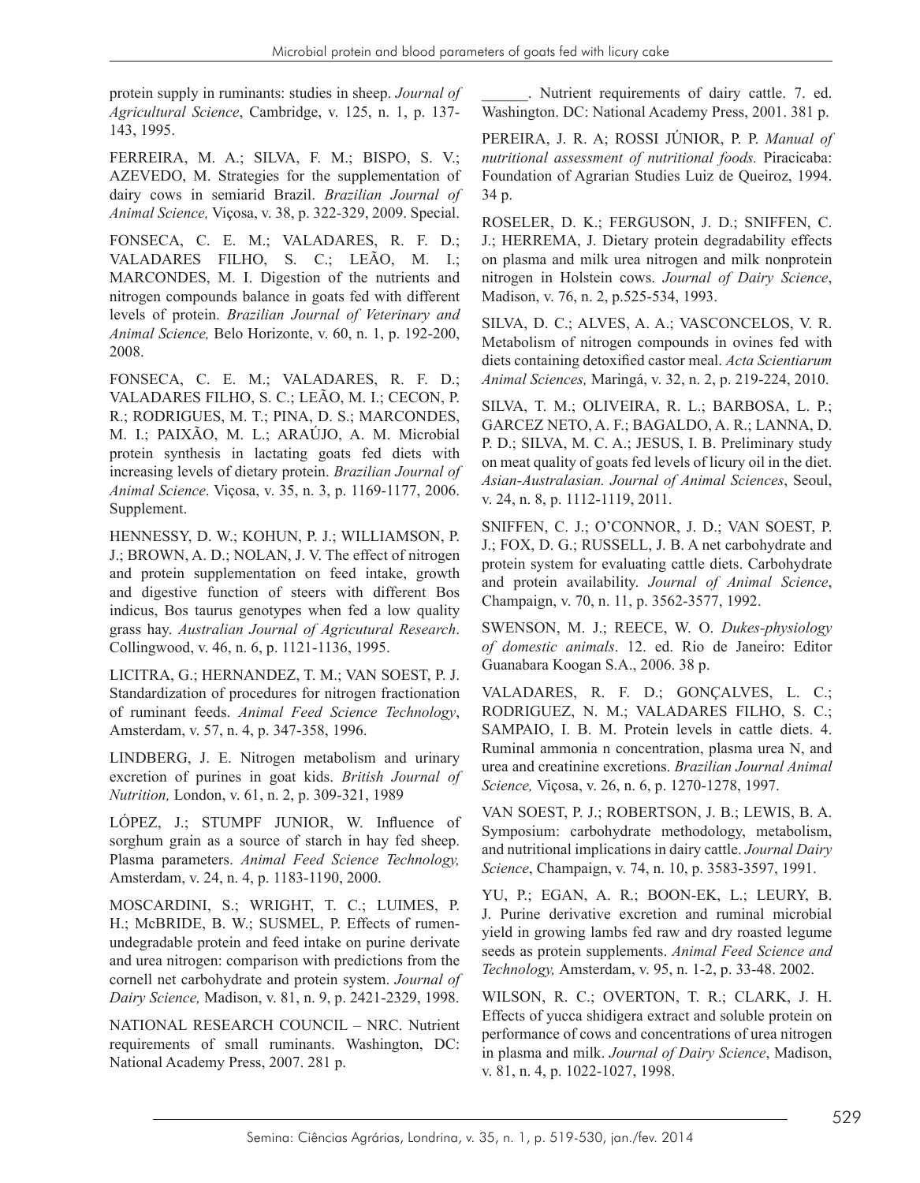protein supply in ruminants: studies in sheep. *Journal of Agricultural Science*, Cambridge, v. 125, n. 1, p. 137-143, 1995.

FERREIRA, M. A.; SILVA, F. M.; BISPO, S. V.; AZEVEDO, M. Strategies for the supplementation of dairy cows in semiarid Brazil. *Brazilian Journal of Animal Science,* Viçosa, v. 38, p. 322-329, 2009. Special.

FONSECA, C. E. M.; VALADARES, R. F. D.; VALADARES FILHO, S. C.; LEÃO, M. I.; MARCONDES, M. I. Digestion of the nutrients and nitrogen compounds balance in goats fed with different levels of protein. *Brazilian Journal of Veterinary and Animal Science,* Belo Horizonte, v. 60, n. 1, p. 192-200, 2008.

FONSECA, C. E. M.; VALADARES, R. F. D.; VALADARES FILHO, S. C.; LEÃO, M. I.; CECON, P. R.; RODRIGUES, M. T.; PINA, D. S.; MARCONDES, M. I.; PAIXÃO, M. L.; ARAÚJO, A. M. Microbial protein synthesis in lactating goats fed diets with increasing levels of dietary protein. *Brazilian Journal of Animal Science*. Viçosa, v. 35, n. 3, p. 1169-1177, 2006. Supplement.

HENNESSY, D. W.; KOHUN, P. J.; WILLIAMSON, P. J.; BROWN, A. D.; NOLAN, J. V. The effect of nitrogen and protein supplementation on feed intake, growth and digestive function of steers with different Bos indicus, Bos taurus genotypes when fed a low quality grass hay. *Australian Journal of Agricultural Research*. Collingwood, v. 46, n. 6, p. 1121-1136, 1995.

LICITRA, G.; HERNANDEZ, T. M.; VAN SOEST, P. J. Standardization of procedures for nitrogen fractionation of ruminant feeds. *Animal Feed Science Technology*, Amsterdam, v. 57, n. 4, p. 347-358, 1996.

LINDBERG, J. E. Nitrogen metabolism and urinary excretion of purines in goat kids. *British Journal of Nutrition,* London, v. 61, n. 2, p. 309-321, 1989

LÓPEZ, J.; STUMPF JUNIOR, W. Influence of sorghum grain as a source of starch in hay fed sheep. Plasma parameters. *Animal Feed Science Technology,* Amsterdam, v. 24, n. 4, p. 1183-1190, 2000.

MOSCARDINI, S.; WRIGHT, T. C.; LUIMES, P. H.; McBRIDE, B. W.; SUSMEL, P. Effects of rumen-undegradable protein and feed intake on purine derivate and urea nitrogen: comparison with predictions from the cornell net carbohydrate and protein system. *Journal of Dairy Science,* Madison, v. 81, n. 9, p. 2421-2329, 1998.

NATIONAL RESEARCH COUNCIL – NRC. Nutrient requirements of small ruminants. Washington, DC: National Academy Press, 2007. 281 p.

______. Nutrient requirements of dairy cattle. 7. ed. Washington. DC: National Academy Press, 2001. 381 p.

PEREIRA, J. R. A; ROSSI JÚNIOR, P. P. *Manual of nutritional assessment of nutritional foods.* Piracicaba: Foundation of Agrarian Studies Luiz de Queiroz, 1994. 34 p.

ROSELER, D. K.; FERGUSON, J. D.; SNIFFEN, C. J.; HERREMA, J. Dietary protein degradability effects on plasma and milk urea nitrogen and milk nonprotein nitrogen in Holstein cows. *Journal of Dairy Science*, Madison, v. 76, n. 2, p.525-534, 1993.

SILVA, D. C.; ALVES, A. A.; VASCONCELOS, V. R. Metabolism of nitrogen compounds in ovines fed with diets containing detoxified castor meal. *Acta Scientiarum Animal Sciences,* Maringá, v. 32, n. 2, p. 219-224, 2010.

SILVA, T. M.; OLIVEIRA, R. L.; BARBOSA, L. P.; GARCEZ NETO, A. F.; BAGALDO, A. R.; LANNA, D. P. D.; SILVA, M. C. A.; JESUS, I. B. Preliminary study on meat quality of goats fed levels of licury oil in the diet. *Asian-Australasian. Journal of Animal Sciences*, Seoul, v. 24, n. 8, p. 1112-1119, 2011.

SNIFFEN, C. J.; O'CONNOR, J. D.; VAN SOEST, P. J.; FOX, D. G.; RUSSELL, J. B. A net carbohydrate and protein system for evaluating cattle diets. Carbohydrate and protein availability. *Journal of Animal Science*, Champaign, v. 70, n. 11, p. 3562-3577, 1992.

SWENSON, M. J.; REECE, W. O. *Dukes-physiology of domestic animals*. 12. ed. Rio de Janeiro: Editor Guanabara Koogan S.A., 2006. 38 p.

VALADARES, R. F. D.; GONÇALVES, L. C.; RODRIGUEZ, N. M.; VALADARES FILHO, S. C.; SAMPAIO, I. B. M. Protein levels in cattle diets. 4. Ruminal ammonia n concentration, plasma urea N, and urea and creatinine excretions. *Brazilian Journal Animal Science,* Viçosa, v. 26, n. 6, p. 1270-1278, 1997.

VAN SOEST, P. J.; ROBERTSON, J. B.; LEWIS, B. A. Symposium: carbohydrate methodology, metabolism, and nutritional implications in dairy cattle. *Journal Dairy Science*, Champaign, v. 74, n. 10, p. 3583-3597, 1991.

YU, P.; EGAN, A. R.; BOON-EK, L.; LEURY, B. J. Purine derivative excretion and ruminal microbial yield in growing lambs fed raw and dry roasted legume seeds as protein supplements. *Animal Feed Science and Technology,* Amsterdam, v. 95, n. 1-2, p. 33-48. 2002.

WILSON, R. C.; OVERTON, T. R.; CLARK, J. H. Effects of yucca shidigera extract and soluble protein on performance of cows and concentrations of urea nitrogen in plasma and milk. *Journal of Dairy Science*, Madison, v. 81, n. 4, p. 1022-1027, 1998.